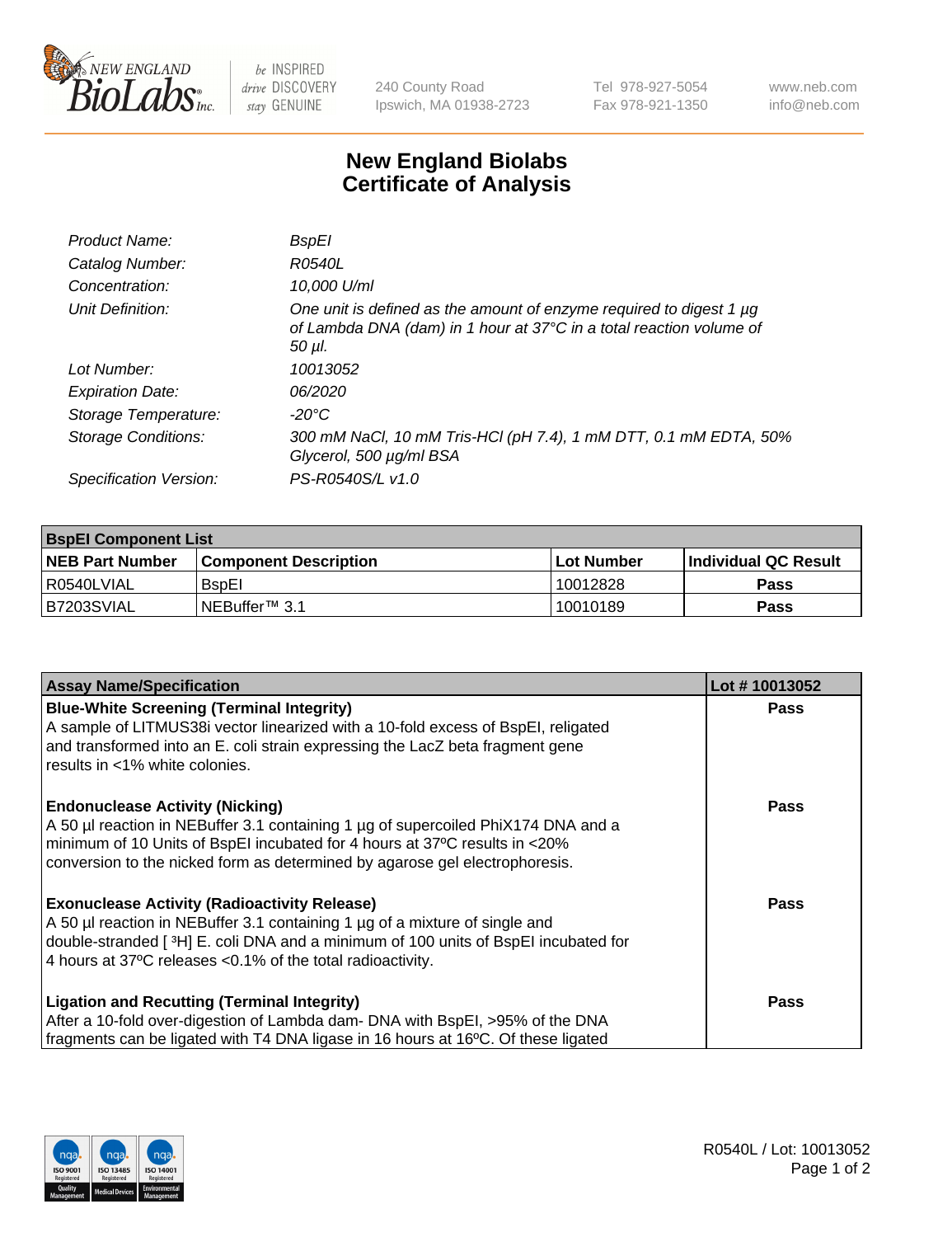New England BioLabs Inc. — be INSPIRED drive DISCOVERY stay GENUINE

240 County Road
Ipswich, MA 01938-2723

Tel 978-927-5054
Fax 978-921-1350

www.neb.com
info@neb.com

# New England Biolabs
# Certificate of Analysis

| | |
|---|---|
| *Product Name:* | *BspEI* |
| *Catalog Number:* | *R0540L* |
| *Concentration:* | *10,000 U/ml* |
| *Unit Definition:* | *One unit is defined as the amount of enzyme required to digest 1 µg of Lambda DNA (dam) in 1 hour at 37°C in a total reaction volume of 50 µl.* |
| *Lot Number:* | *10013052* |
| *Expiration Date:* | *06/2020* |
| *Storage Temperature:* | *-20°C* |
| *Storage Conditions:* | *300 mM NaCl, 10 mM Tris-HCl (pH 7.4), 1 mM DTT, 0.1 mM EDTA, 50% Glycerol, 500 µg/ml BSA* |
| *Specification Version:* | *PS-R0540S/L v1.0* |

| **BspEI Component List** | | | |
|---|---|---|---|
| **NEB Part Number** | **Component Description** | **Lot Number** | **Individual QC Result** |
| R0540LVIAL | BspEI | 10012828 | **Pass** |
| B7203SVIAL | NEBuffer™ 3.1 | 10010189 | **Pass** |

| **Assay Name/Specification** | **Lot # 10013052** |
|---|---|
| **Blue-White Screening (Terminal Integrity)**<br>A sample of LITMUS38i vector linearized with a 10-fold excess of BspEI, religated and transformed into an E. coli strain expressing the LacZ beta fragment gene results in <1% white colonies. | **Pass** |
| **Endonuclease Activity (Nicking)**<br>A 50 µl reaction in NEBuffer 3.1 containing 1 µg of supercoiled PhiX174 DNA and a minimum of 10 Units of BspEI incubated for 4 hours at 37ºC results in <20% conversion to the nicked form as determined by agarose gel electrophoresis. | **Pass** |
| **Exonuclease Activity (Radioactivity Release)**<br>A 50 µl reaction in NEBuffer 3.1 containing 1 µg of a mixture of single and double-stranded [ $^3$H] E. coli DNA and a minimum of 100 units of BspEI incubated for 4 hours at 37ºC releases <0.1% of the total radioactivity. | **Pass** |
| **Ligation and Recutting (Terminal Integrity)**<br>After a 10-fold over-digestion of Lambda dam- DNA with BspEI, >95% of the DNA fragments can be ligated with T4 DNA ligase in 16 hours at 16ºC. Of these ligated | **Pass** |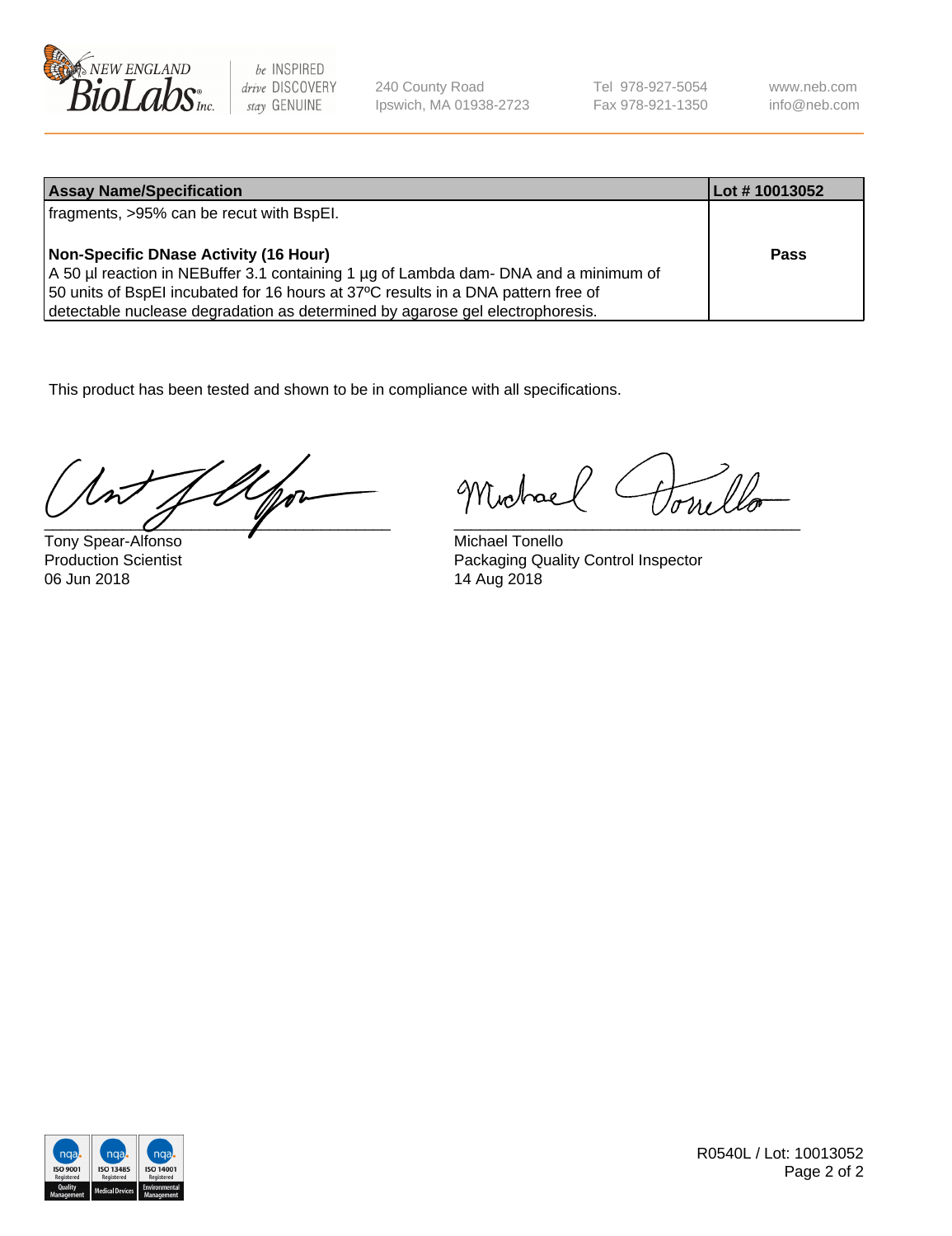| Assay Name/Specification | Lot # 10013052 |
|---|---|
| fragments, >95% can be recut with BspEI. | |
| **Non-Specific DNase Activity (16 Hour)**<br>A 50 µl reaction in NEBuffer 3.1 containing 1 µg of Lambda dam- DNA and a minimum of 50 units of BspEI incubated for 16 hours at 37ºC results in a DNA pattern free of detectable nuclease degradation as determined by agarose gel electrophoresis. | **Pass** |

This product has been tested and shown to be in compliance with all specifications.

Tony Spear-Alfonso
Production Scientist
06 Jun 2018

Michael Tonello
Packaging Quality Control Inspector
14 Aug 2018

R0540L / Lot: 10013052